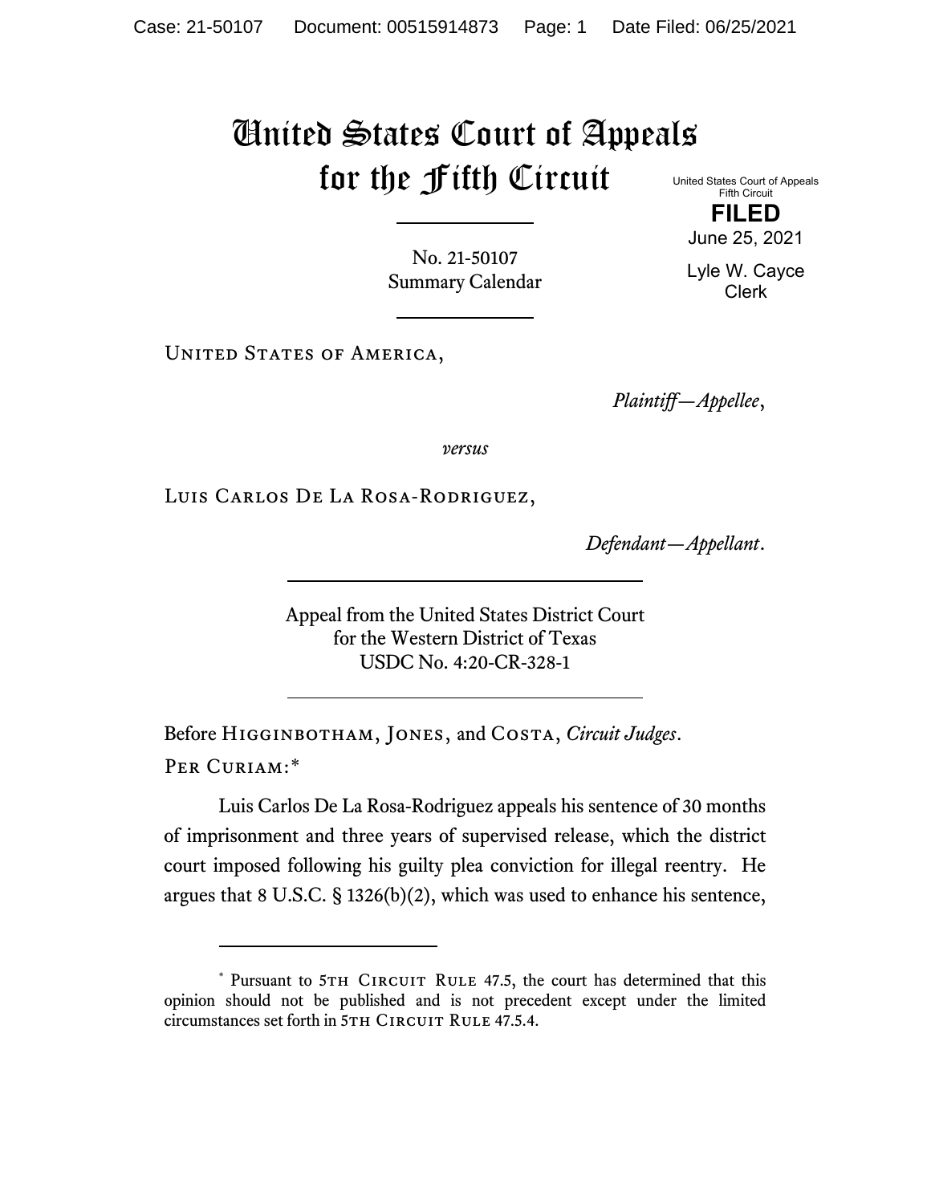# United States Court of Appeals for the Fifth Circuit

United States Court of Appeals
Fifth Circuit

**FILED**

June 25, 2021

Lyle W. Cayce
Clerk

No. 21-50107
Summary Calendar

United States of America,

*Plaintiff—Appellee*,

*versus*

Luis Carlos De La Rosa-Rodriguez,

*Defendant—Appellant*.

Appeal from the United States District Court
for the Western District of Texas
USDC No. 4:20-CR-328-1

Before Higginbotham, Jones, and Costa, *Circuit Judges*.

Per Curiam:*

Luis Carlos De La Rosa-Rodriguez appeals his sentence of 30 months of imprisonment and three years of supervised release, which the district court imposed following his guilty plea conviction for illegal reentry. He argues that 8 U.S.C. § 1326(b)(2), which was used to enhance his sentence,

---

\* Pursuant to 5th Circuit Rule 47.5, the court has determined that this opinion should not be published and is not precedent except under the limited circumstances set forth in 5th Circuit Rule 47.5.4.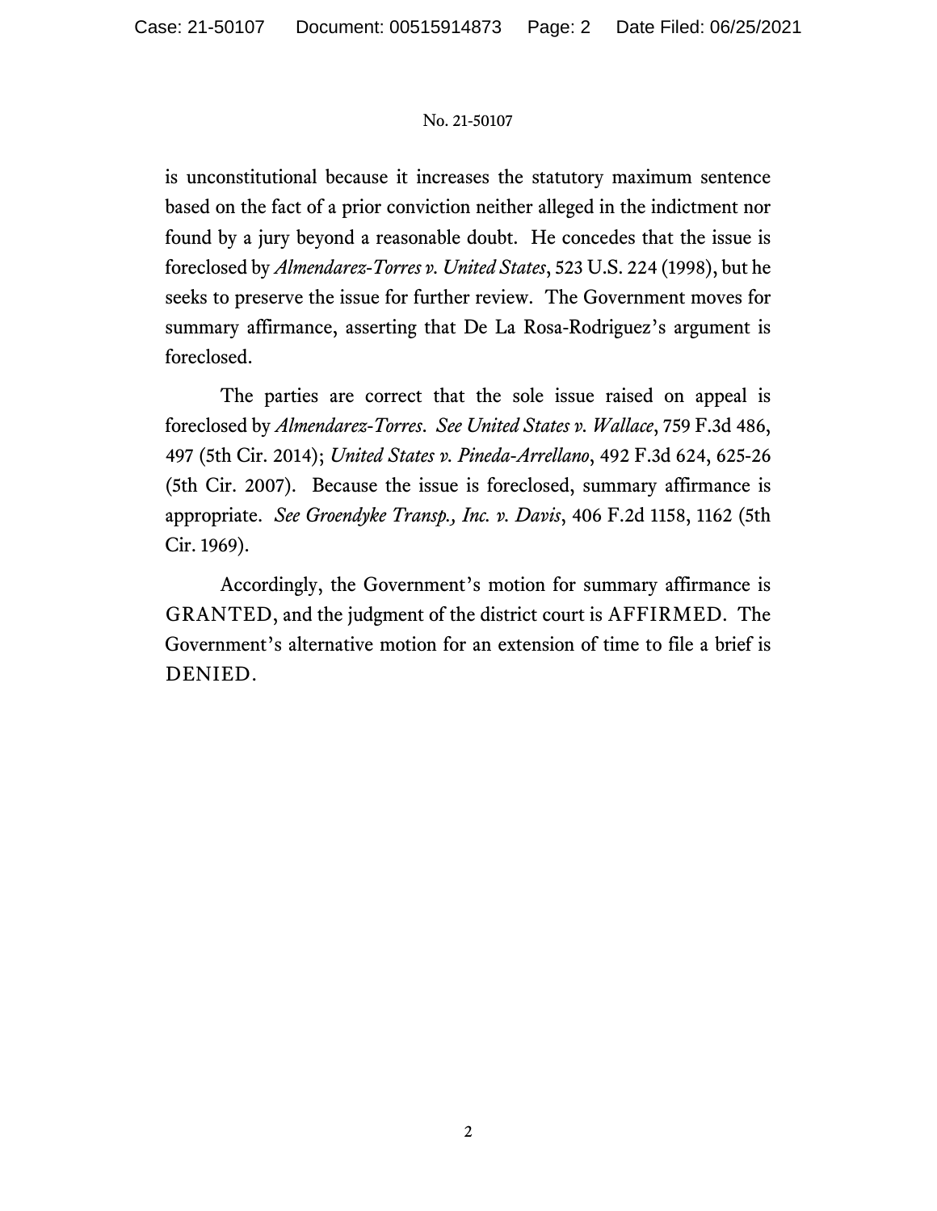is unconstitutional because it increases the statutory maximum sentence based on the fact of a prior conviction neither alleged in the indictment nor found by a jury beyond a reasonable doubt. He concedes that the issue is foreclosed by *Almendarez-Torres v. United States*, 523 U.S. 224 (1998), but he seeks to preserve the issue for further review. The Government moves for summary affirmance, asserting that De La Rosa-Rodriguez's argument is foreclosed.

The parties are correct that the sole issue raised on appeal is foreclosed by *Almendarez-Torres*. *See United States v. Wallace*, 759 F.3d 486, 497 (5th Cir. 2014); *United States v. Pineda-Arrellano*, 492 F.3d 624, 625-26 (5th Cir. 2007). Because the issue is foreclosed, summary affirmance is appropriate. *See Groendyke Transp., Inc. v. Davis*, 406 F.2d 1158, 1162 (5th Cir. 1969).

Accordingly, the Government's motion for summary affirmance is GRANTED, and the judgment of the district court is AFFIRMED. The Government's alternative motion for an extension of time to file a brief is DENIED.